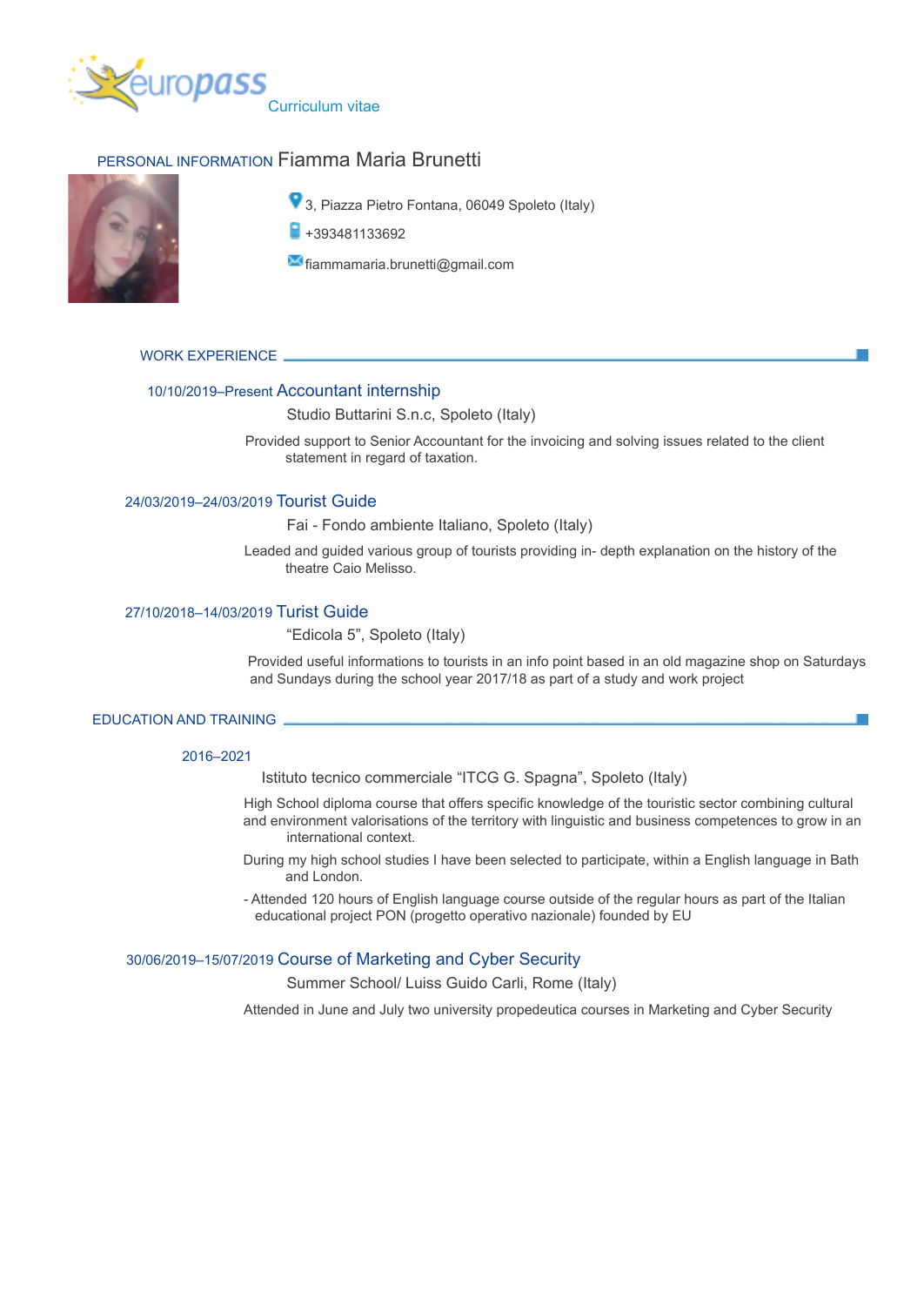europass

Curriculum vitae

## PERSONAL INFORMATION Fiamma Maria Brunetti

3, Piazza Pietro Fontana, 06049 Spoleto (Italy)

+393481133692

fiammamaria.brunetti@gmail.com

## WORK EXPERIENCE

### 10/10/2019–Present Accountant internship

Studio Buttarini S.n.c, Spoleto (Italy)

Provided support to Senior Accountant for the invoicing and solving issues related to the client statement in regard of taxation.

### 24/03/2019–24/03/2019 Tourist Guide

Fai - Fondo ambiente Italiano, Spoleto (Italy)

Leaded and guided various group of tourists providing in- depth explanation on the history of the theatre Caio Melisso.

### 27/10/2018–14/03/2019 Turist Guide

"Edicola 5", Spoleto (Italy)

Provided useful informations to tourists in an info point based in an old magazine shop on Saturdays and Sundays during the school year 2017/18 as part of a study and work project

## EDUCATION AND TRAINING

### 2016–2021

Istituto tecnico commerciale "ITCG G. Spagna", Spoleto (Italy)

High School diploma course that offers specific knowledge of the touristic sector combining cultural and environment valorisations of the territory with linguistic and business competences to grow in an international context.

During my high school studies I have been selected to participate, within a English language in Bath and London.

- Attended 120 hours of English language course outside of the regular hours as part of the Italian educational project PON (progetto operativo nazionale) founded by EU

### 30/06/2019–15/07/2019 Course of Marketing and Cyber Security

Summer School/ Luiss Guido Carli, Rome (Italy)

Attended in June and July two university propedeutica courses in Marketing and Cyber Security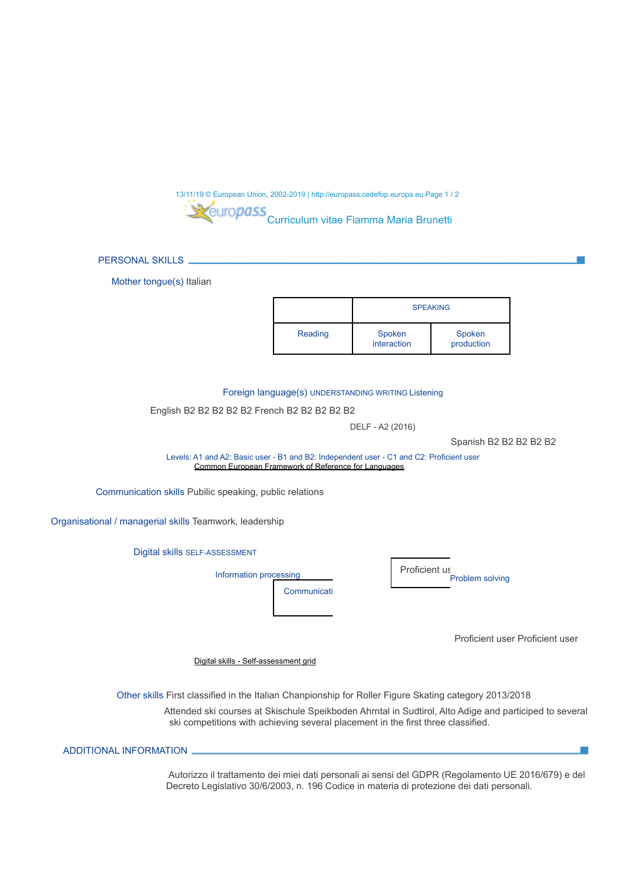## PERSONAL SKILLS

Mother tongue(s) Italian

| | SPEAKING | |
|---|---|---|
| Reading | Spoken interaction | Spoken production |

Foreign language(s) UNDERSTANDING WRITING Listening

English B2 B2 B2 B2 B2 French B2 B2 B2 B2 B2

DELF - A2 (2016)

Spanish B2 B2 B2 B2 B2

Levels: A1 and A2: Basic user - B1 and B2: Independent user - C1 and C2: Proficient user
Common European Framework of Reference for Languages

Communication skills Pubilic speaking, public relations

Organisational / managerial skills Teamwork, leadership

Digital skills SELF-ASSESSMENT

Information processing

Communicati

Proficient us

Problem solving

Proficient user Proficient user

Digital skills - Self-assessment grid

Other skills First classified in the Italian Chanpionship for Roller Figure Skating category 2013/2018

Attended ski courses at Skischule Speikboden Ahrntal in Sudtirol, Alto Adige and participed to several ski competitions with achieving several placement in the first three classified.

## ADDITIONAL INFORMATION

Autorizzo il trattamento dei miei dati personali ai sensi del GDPR (Regolamento UE 2016/679) e del Decreto Legislativo 30/6/2003, n. 196 Codice in materia di protezione dei dati personali.